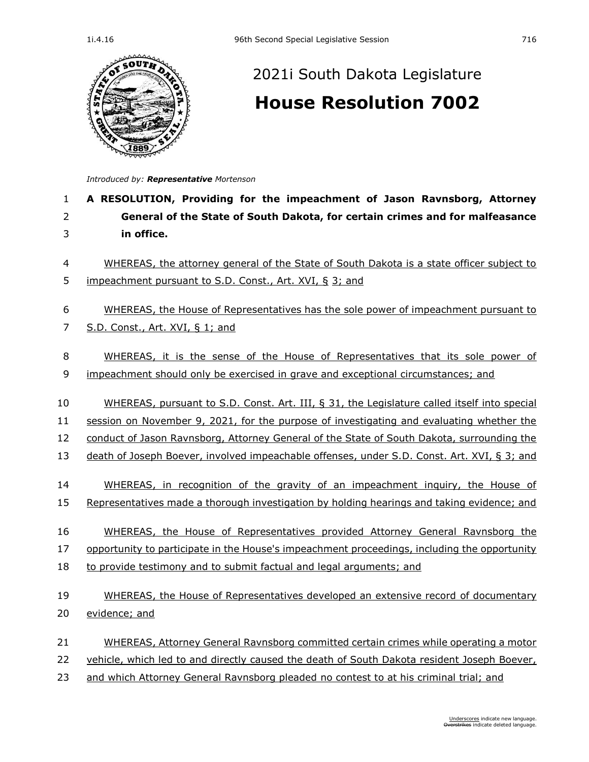# 2021i South Dakota Legislature

## House Resolution 7002

*Introduced by:* ***Representative*** *Mortenson*

**A RESOLUTION, Providing for the impeachment of Jason Ravnsborg, Attorney General of the State of South Dakota, for certain crimes and for malfeasance in office.**

WHEREAS, the attorney general of the State of South Dakota is a state officer subject to impeachment pursuant to S.D. Const., Art. XVI, § 3; and

WHEREAS, the House of Representatives has the sole power of impeachment pursuant to S.D. Const., Art. XVI, § 1; and

WHEREAS, it is the sense of the House of Representatives that its sole power of impeachment should only be exercised in grave and exceptional circumstances; and

WHEREAS, pursuant to S.D. Const. Art. III, § 31, the Legislature called itself into special session on November 9, 2021, for the purpose of investigating and evaluating whether the conduct of Jason Ravnsborg, Attorney General of the State of South Dakota, surrounding the death of Joseph Boever, involved impeachable offenses, under S.D. Const. Art. XVI, § 3; and

WHEREAS, in recognition of the gravity of an impeachment inquiry, the House of Representatives made a thorough investigation by holding hearings and taking evidence; and

WHEREAS, the House of Representatives provided Attorney General Ravnsborg the opportunity to participate in the House's impeachment proceedings, including the opportunity to provide testimony and to submit factual and legal arguments; and

WHEREAS, the House of Representatives developed an extensive record of documentary evidence; and

WHEREAS, Attorney General Ravnsborg committed certain crimes while operating a motor vehicle, which led to and directly caused the death of South Dakota resident Joseph Boever, and which Attorney General Ravnsborg pleaded no contest to at his criminal trial; and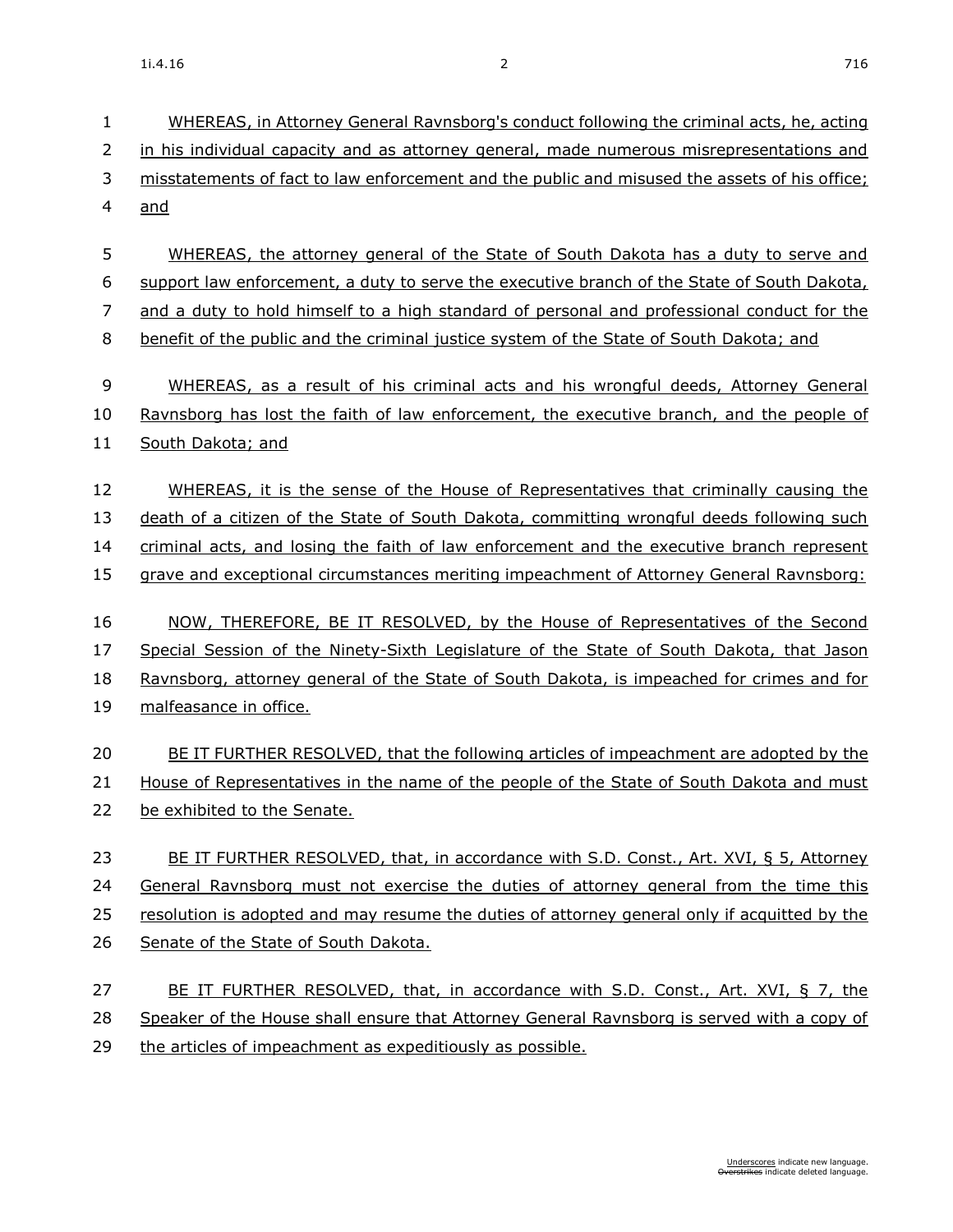WHEREAS, in Attorney General Ravnsborg's conduct following the criminal acts, he, acting in his individual capacity and as attorney general, made numerous misrepresentations and misstatements of fact to law enforcement and the public and misused the assets of his office; and

WHEREAS, the attorney general of the State of South Dakota has a duty to serve and support law enforcement, a duty to serve the executive branch of the State of South Dakota, and a duty to hold himself to a high standard of personal and professional conduct for the benefit of the public and the criminal justice system of the State of South Dakota; and

WHEREAS, as a result of his criminal acts and his wrongful deeds, Attorney General Ravnsborg has lost the faith of law enforcement, the executive branch, and the people of South Dakota; and

WHEREAS, it is the sense of the House of Representatives that criminally causing the death of a citizen of the State of South Dakota, committing wrongful deeds following such criminal acts, and losing the faith of law enforcement and the executive branch represent grave and exceptional circumstances meriting impeachment of Attorney General Ravnsborg:

NOW, THEREFORE, BE IT RESOLVED, by the House of Representatives of the Second Special Session of the Ninety-Sixth Legislature of the State of South Dakota, that Jason Ravnsborg, attorney general of the State of South Dakota, is impeached for crimes and for malfeasance in office.

BE IT FURTHER RESOLVED, that the following articles of impeachment are adopted by the House of Representatives in the name of the people of the State of South Dakota and must be exhibited to the Senate.

BE IT FURTHER RESOLVED, that, in accordance with S.D. Const., Art. XVI, § 5, Attorney General Ravnsborg must not exercise the duties of attorney general from the time this resolution is adopted and may resume the duties of attorney general only if acquitted by the Senate of the State of South Dakota.

BE IT FURTHER RESOLVED, that, in accordance with S.D. Const., Art. XVI, § 7, the Speaker of the House shall ensure that Attorney General Ravnsborg is served with a copy of the articles of impeachment as expeditiously as possible.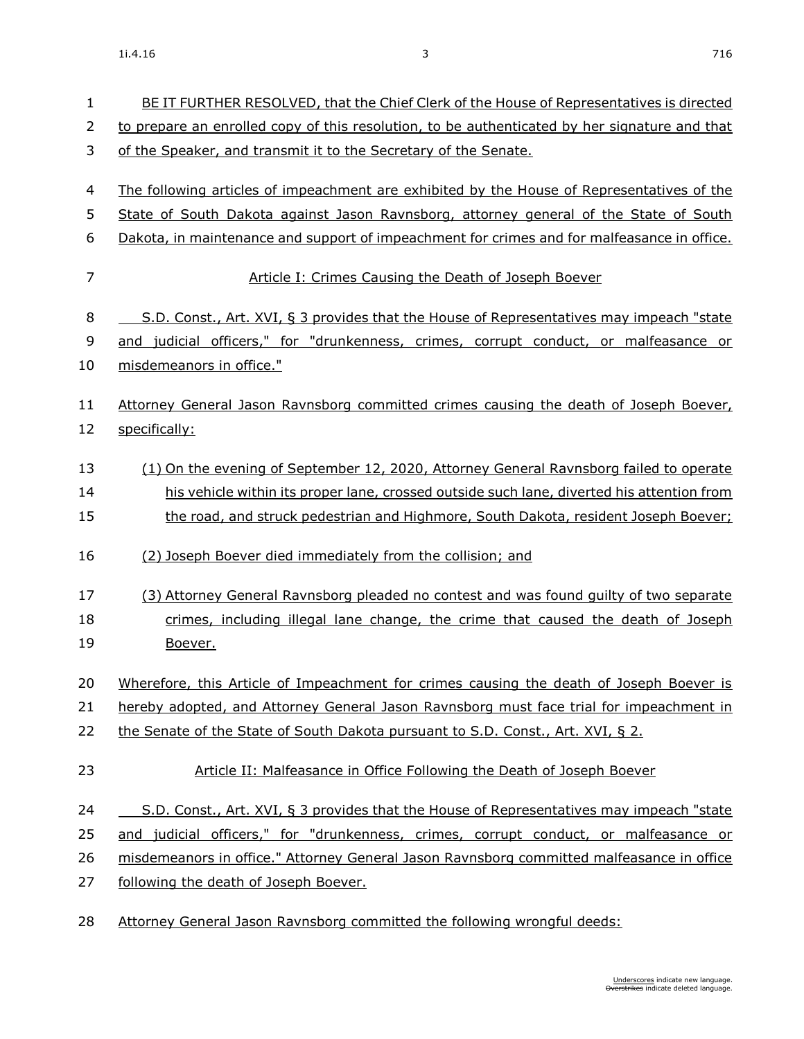BE IT FURTHER RESOLVED, that the Chief Clerk of the House of Representatives is directed to prepare an enrolled copy of this resolution, to be authenticated by her signature and that of the Speaker, and transmit it to the Secretary of the Senate.

The following articles of impeachment are exhibited by the House of Representatives of the State of South Dakota against Jason Ravnsborg, attorney general of the State of South Dakota, in maintenance and support of impeachment for crimes and for malfeasance in office.

## Article I: Crimes Causing the Death of Joseph Boever

S.D. Const., Art. XVI, § 3 provides that the House of Representatives may impeach "state and judicial officers," for "drunkenness, crimes, corrupt conduct, or malfeasance or misdemeanors in office."

Attorney General Jason Ravnsborg committed crimes causing the death of Joseph Boever, specifically:

(1) On the evening of September 12, 2020, Attorney General Ravnsborg failed to operate his vehicle within its proper lane, crossed outside such lane, diverted his attention from the road, and struck pedestrian and Highmore, South Dakota, resident Joseph Boever;

(2) Joseph Boever died immediately from the collision; and

(3) Attorney General Ravnsborg pleaded no contest and was found guilty of two separate crimes, including illegal lane change, the crime that caused the death of Joseph Boever.

Wherefore, this Article of Impeachment for crimes causing the death of Joseph Boever is hereby adopted, and Attorney General Jason Ravnsborg must face trial for impeachment in the Senate of the State of South Dakota pursuant to S.D. Const., Art. XVI, § 2.

## Article II: Malfeasance in Office Following the Death of Joseph Boever

S.D. Const., Art. XVI, § 3 provides that the House of Representatives may impeach "state and judicial officers," for "drunkenness, crimes, corrupt conduct, or malfeasance or misdemeanors in office." Attorney General Jason Ravnsborg committed malfeasance in office following the death of Joseph Boever.

Attorney General Jason Ravnsborg committed the following wrongful deeds: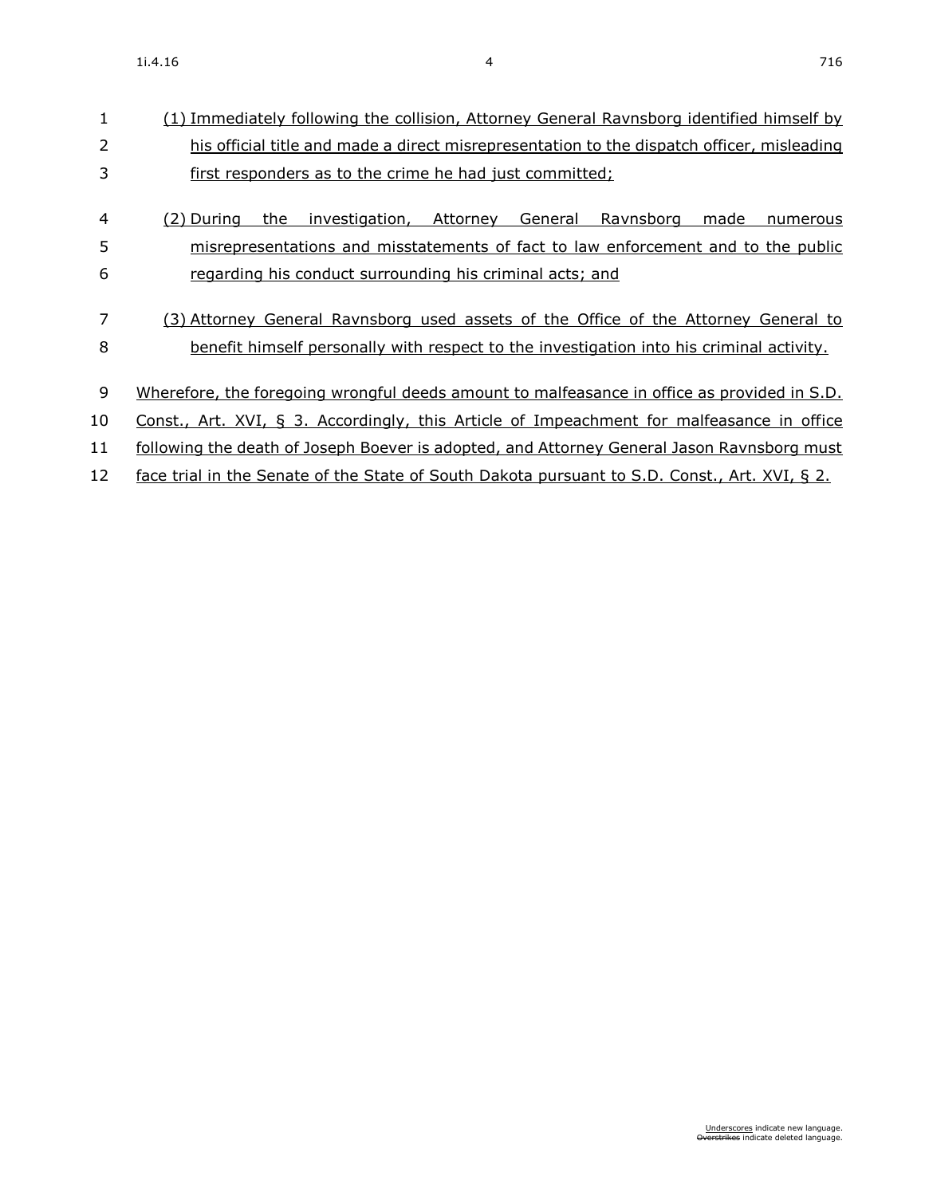(1) Immediately following the collision, Attorney General Ravnsborg identified himself by his official title and made a direct misrepresentation to the dispatch officer, misleading first responders as to the crime he had just committed;

(2) During the investigation, Attorney General Ravnsborg made numerous misrepresentations and misstatements of fact to law enforcement and to the public regarding his conduct surrounding his criminal acts; and

(3) Attorney General Ravnsborg used assets of the Office of the Attorney General to benefit himself personally with respect to the investigation into his criminal activity.

Wherefore, the foregoing wrongful deeds amount to malfeasance in office as provided in S.D. Const., Art. XVI, § 3. Accordingly, this Article of Impeachment for malfeasance in office following the death of Joseph Boever is adopted, and Attorney General Jason Ravnsborg must face trial in the Senate of the State of South Dakota pursuant to S.D. Const., Art. XVI, § 2.